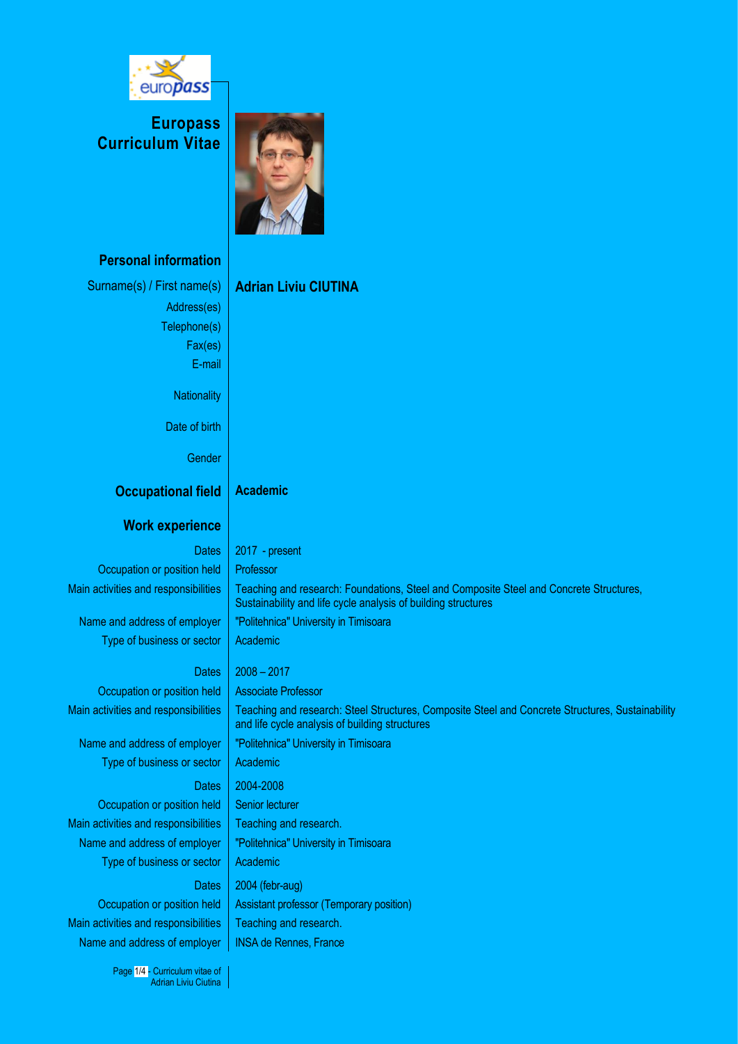# Europass Curriculum Vitae

## Personal information

| | |
|---|---|
| Surname(s) / First name(s) | **Adrian Liviu CIUTINA** |
| Address(es) | |
| Telephone(s) | |
| Fax(es) | |
| E-mail | |
| Nationality | |
| Date of birth | |
| Gender | |

## Occupational field

**Academic**

## Work experience

| | |
|---|---|
| Dates | 2017 - present |
| Occupation or position held | Professor |
| Main activities and responsibilities | Teaching and research: Foundations, Steel and Composite Steel and Concrete Structures, Sustainability and life cycle analysis of building structures |
| Name and address of employer | "Politehnica" University in Timisoara |
| Type of business or sector | Academic |

| | |
|---|---|
| Dates | 2008 – 2017 |
| Occupation or position held | Associate Professor |
| Main activities and responsibilities | Teaching and research: Steel Structures, Composite Steel and Concrete Structures, Sustainability and life cycle analysis of building structures |
| Name and address of employer | "Politehnica" University in Timisoara |
| Type of business or sector | Academic |

| | |
|---|---|
| Dates | 2004-2008 |
| Occupation or position held | Senior lecturer |
| Main activities and responsibilities | Teaching and research. |
| Name and address of employer | "Politehnica" University in Timisoara |
| Type of business or sector | Academic |

| | |
|---|---|
| Dates | 2004 (febr-aug) |
| Occupation or position held | Assistant professor (Temporary position) |
| Main activities and responsibilities | Teaching and research. |
| Name and address of employer | INSA de Rennes, France |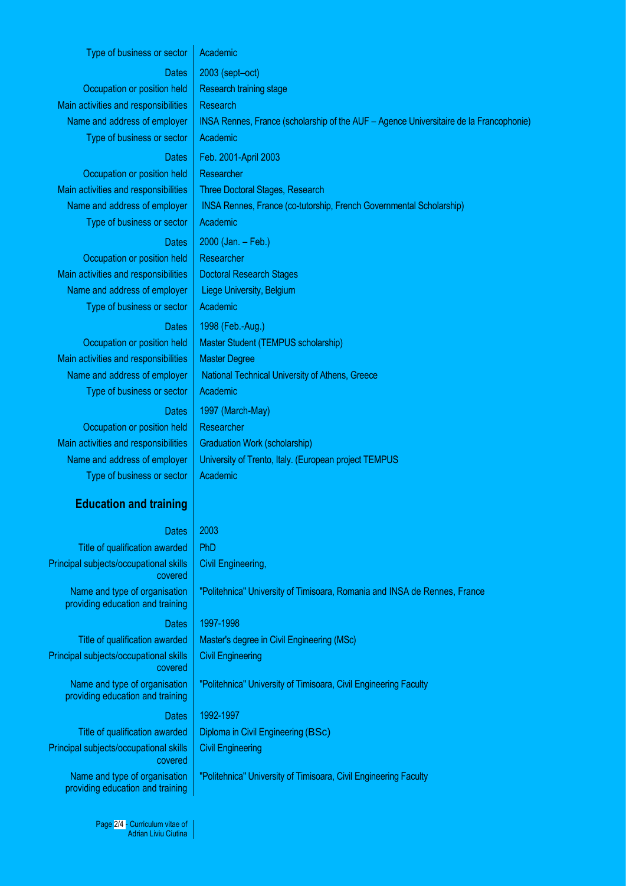| | |
|---|---|
| Type of business or sector | Academic |
| Dates | 2003 (sept–oct) |
| Occupation or position held | Research training stage |
| Main activities and responsibilities | Research |
| Name and address of employer | INSA Rennes, France (scholarship of the AUF – Agence Universitaire de la Francophonie) |
| Type of business or sector | Academic |
| Dates | Feb. 2001-April 2003 |
| Occupation or position held | Researcher |
| Main activities and responsibilities | Three Doctoral Stages, Research |
| Name and address of employer | INSA Rennes, France (co-tutorship, French Governmental Scholarship) |
| Type of business or sector | Academic |
| Dates | 2000 (Jan. – Feb.) |
| Occupation or position held | Researcher |
| Main activities and responsibilities | Doctoral Research Stages |
| Name and address of employer | Liege University, Belgium |
| Type of business or sector | Academic |
| Dates | 1998 (Feb.-Aug.) |
| Occupation or position held | Master Student (TEMPUS scholarship) |
| Main activities and responsibilities | Master Degree |
| Name and address of employer | National Technical University of Athens, Greece |
| Type of business or sector | Academic |
| Dates | 1997 (March-May) |
| Occupation or position held | Researcher |
| Main activities and responsibilities | Graduation Work (scholarship) |
| Name and address of employer | University of Trento, Italy. (European project TEMPUS |
| Type of business or sector | Academic |

## Education and training

| | |
|---|---|
| Dates | 2003 |
| Title of qualification awarded | PhD |
| Principal subjects/occupational skills covered | Civil Engineering, |
| Name and type of organisation providing education and training | "Politehnica" University of Timisoara, Romania and INSA de Rennes, France |
| Dates | 1997-1998 |
| Title of qualification awarded | Master's degree in Civil Engineering (MSc) |
| Principal subjects/occupational skills covered | Civil Engineering |
| Name and type of organisation providing education and training | "Politehnica" University of Timisoara, Civil Engineering Faculty |
| Dates | 1992-1997 |
| Title of qualification awarded | Diploma in Civil Engineering (BSc) |
| Principal subjects/occupational skills covered | Civil Engineering |
| Name and type of organisation providing education and training | "Politehnica" University of Timisoara, Civil Engineering Faculty |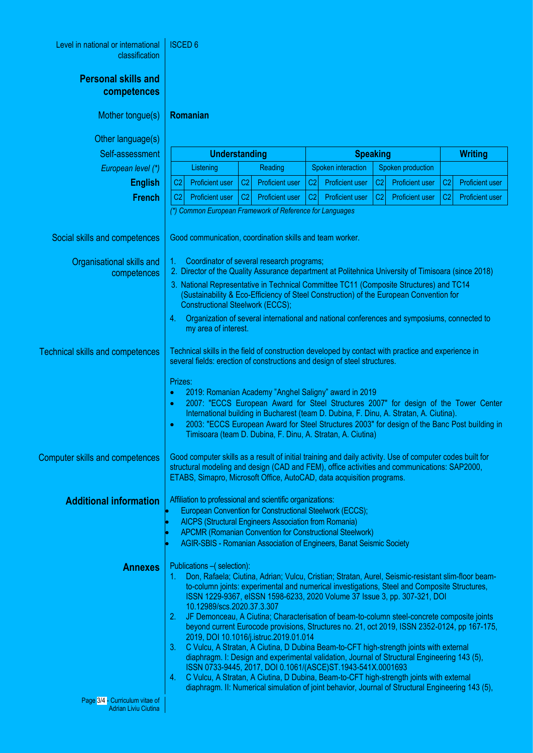Level in national or international classification: ISCED 6

## Personal skills and competences

**Mother tongue(s):** **Romanian**

**Other language(s)**

| Self-assessment | Understanding | | Speaking | | Writing |
|---|---|---|---|---|---|
| *European level (\*)* | Listening | Reading | Spoken interaction | Spoken production | |
| **English** | C2 Proficient user | C2 Proficient user | C2 Proficient user | C2 Proficient user | C2 Proficient user |
| **French** | C2 Proficient user | C2 Proficient user | C2 Proficient user | C2 Proficient user | C2 Proficient user |

*(\*) Common European Framework of Reference for Languages*

**Social skills and competences**

Good communication, coordination skills and team worker.

**Organisational skills and competences**

1. Coordinator of several research programs;
2. Director of the Quality Assurance department at Politehnica University of Timisoara (since 2018)
3. National Representative in Technical Committee TC11 (Composite Structures) and TC14 (Sustainability & Eco-Efficiency of Steel Construction) of the European Convention for Constructional Steelwork (ECCS);
4. Organization of several international and national conferences and symposiums, connected to my area of interest.

**Technical skills and competences**

Technical skills in the field of construction developed by contact with practice and experience in several fields: erection of constructions and design of steel structures.

Prizes:

- 2019: Romanian Academy "Anghel Saligny" award in 2019
- 2007: "ECCS European Award for Steel Structures 2007" for design of the Tower Center International building in Bucharest (team D. Dubina, F. Dinu, A. Stratan, A. Ciutina).
- 2003: "ECCS European Award for Steel Structures 2003" for design of the Banc Post building in Timisoara (team D. Dubina, F. Dinu, A. Stratan, A. Ciutina)

**Computer skills and competences**

Good computer skills as a result of initial training and daily activity. Use of computer codes built for structural modeling and design (CAD and FEM), office activities and communications: SAP2000, ETABS, Simapro, Microsoft Office, AutoCAD, data acquisition programs.

## Additional information

Affiliation to professional and scientific organizations:

- European Convention for Constructional Steelwork (ECCS);
- AICPS (Structural Engineers Association from Romania)
- APCMR (Romanian Convention for Constructional Steelwork)
- AGIR-SBIS - Romanian Association of Engineers, Banat Seismic Society

## Annexes

Publications –( selection):

1. Don, Rafaela; Ciutina, Adrian; Vulcu, Cristian; Stratan, Aurel, Seismic-resistant slim-floor beam-to-column joints: experimental and numerical investigations, Steel and Composite Structures, ISSN 1229-9367, eISSN 1598-6233, 2020 Volume 37 Issue 3, pp. 307-321, DOI 10.12989/scs.2020.37.3.307
2. JF Demonceau, A Ciutina; Characterisation of beam-to-column steel-concrete composite joints beyond current Eurocode provisions, Structures no. 21, oct 2019, ISSN 2352-0124, pp 167-175, 2019, DOI 10.1016/j.istruc.2019.01.014
3. C Vulcu, A Stratan, A Ciutina, D Dubina Beam-to-CFT high-strength joints with external diaphragm. I: Design and experimental validation, Journal of Structural Engineering 143 (5), ISSN 0733-9445, 2017, DOI 0.1061/(ASCE)ST.1943-541X.0001693
4. C Vulcu, A Stratan, A Ciutina, D Dubina, Beam-to-CFT high-strength joints with external diaphragm. II: Numerical simulation of joint behavior, Journal of Structural Engineering 143 (5),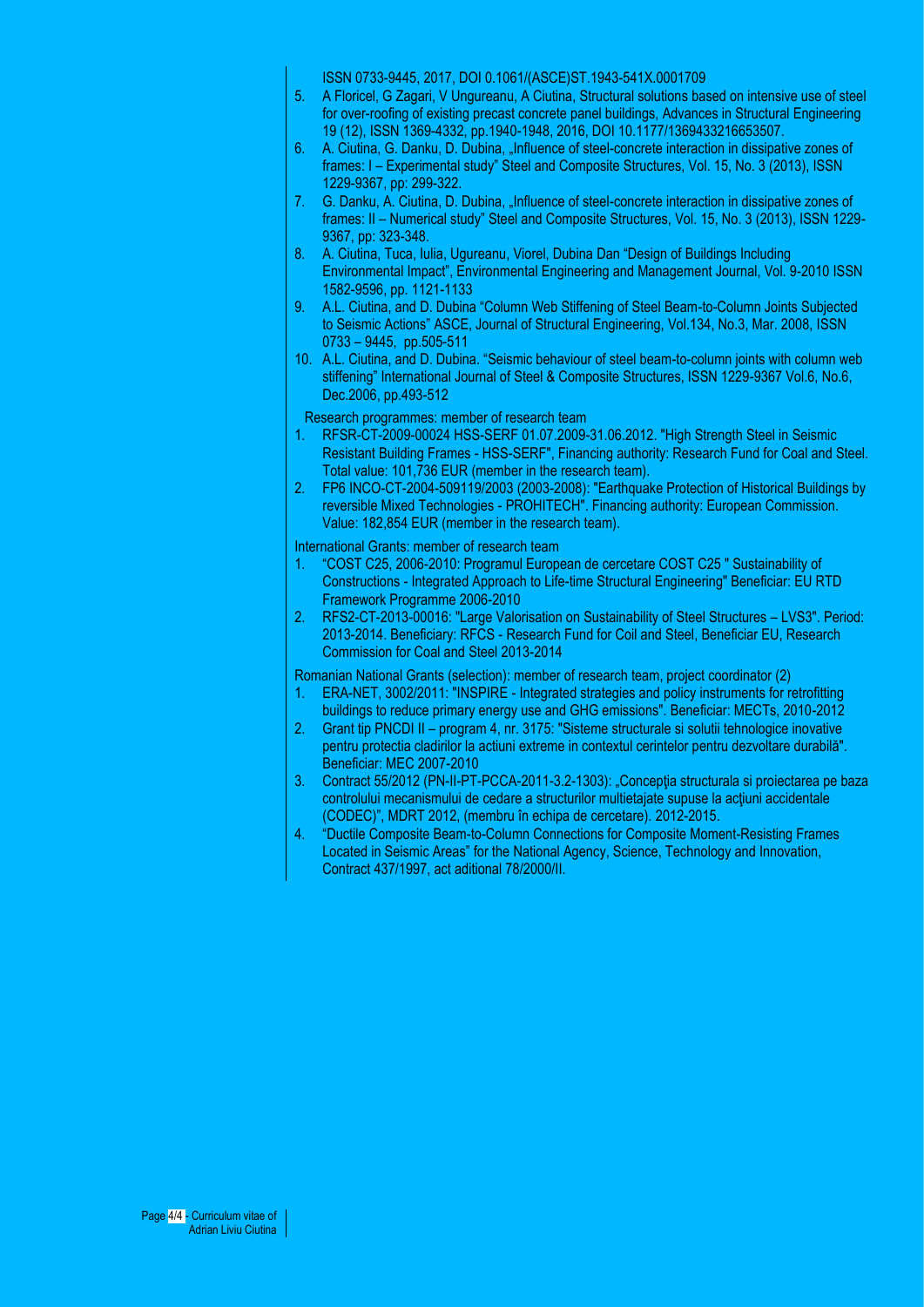ISSN 0733-9445, 2017, DOI 0.1061/(ASCE)ST.1943-541X.0001709

5. A Floricel, G Zagari, V Ungureanu, A Ciutina, Structural solutions based on intensive use of steel for over-roofing of existing precast concrete panel buildings, Advances in Structural Engineering 19 (12), ISSN 1369-4332, pp.1940-1948, 2016, DOI 10.1177/1369433216653507.
6. A. Ciutina, G. Danku, D. Dubina, „Influence of steel-concrete interaction in dissipative zones of frames: I – Experimental study" Steel and Composite Structures, Vol. 15, No. 3 (2013), ISSN 1229-9367, pp: 299-322.
7. G. Danku, A. Ciutina, D. Dubina, „Influence of steel-concrete interaction in dissipative zones of frames: II – Numerical study" Steel and Composite Structures, Vol. 15, No. 3 (2013), ISSN 1229-9367, pp: 323-348.
8. A. Ciutina, Tuca, Iulia, Ugureanu, Viorel, Dubina Dan "Design of Buildings Including Environmental Impact", Environmental Engineering and Management Journal, Vol. 9-2010 ISSN 1582-9596, pp. 1121-1133
9. A.L. Ciutina, and D. Dubina "Column Web Stiffening of Steel Beam-to-Column Joints Subjected to Seismic Actions" ASCE, Journal of Structural Engineering, Vol.134, No.3, Mar. 2008, ISSN 0733 – 9445, pp.505-511
10. A.L. Ciutina, and D. Dubina. "Seismic behaviour of steel beam-to-column joints with column web stiffening" International Journal of Steel & Composite Structures, ISSN 1229-9367 Vol.6, No.6, Dec.2006, pp.493-512

Research programmes: member of research team

1. RFSR-CT-2009-00024 HSS-SERF 01.07.2009-31.06.2012. "High Strength Steel in Seismic Resistant Building Frames - HSS-SERF", Financing authority: Research Fund for Coal and Steel. Total value: 101,736 EUR (member in the research team).
2. FP6 INCO-CT-2004-509119/2003 (2003-2008): "Earthquake Protection of Historical Buildings by reversible Mixed Technologies - PROHITECH". Financing authority: European Commission. Value: 182,854 EUR (member in the research team).

International Grants: member of research team

1. "COST C25, 2006-2010: Programul European de cercetare COST C25 " Sustainability of Constructions - Integrated Approach to Life-time Structural Engineering" Beneficiar: EU RTD Framework Programme 2006-2010
2. RFS2-CT-2013-00016: "Large Valorisation on Sustainability of Steel Structures – LVS3". Period: 2013-2014. Beneficiary: RFCS - Research Fund for Coil and Steel, Beneficiar EU, Research Commission for Coal and Steel 2013-2014

Romanian National Grants (selection): member of research team, project coordinator (2)

1. ERA-NET, 3002/2011: "INSPIRE - Integrated strategies and policy instruments for retrofitting buildings to reduce primary energy use and GHG emissions". Beneficiar: MECTs, 2010-2012
2. Grant tip PNCDI II – program 4, nr. 3175: "Sisteme structurale si solutii tehnologice inovative pentru protectia cladirilor la actiuni extreme in contextul cerintelor pentru dezvoltare durabilă". Beneficiar: MEC 2007-2010
3. Contract 55/2012 (PN-II-PT-PCCA-2011-3.2-1303): „Concepţia structurala si proiectarea pe baza controlului mecanismului de cedare a structurilor multietajate supuse la acţiuni accidentale (CODEC)", MDRT 2012, (membru în echipa de cercetare). 2012-2015.
4. "Ductile Composite Beam-to-Column Connections for Composite Moment-Resisting Frames Located in Seismic Areas" for the National Agency, Science, Technology and Innovation, Contract 437/1997, act aditional 78/2000/II.